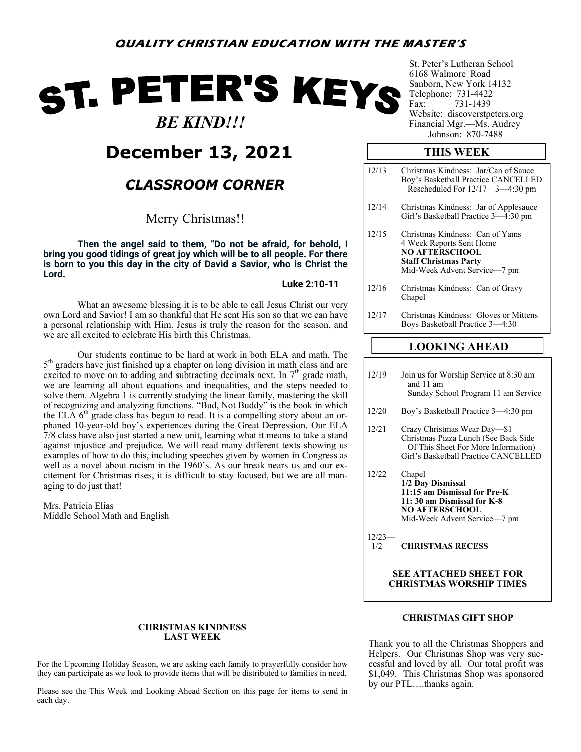**QUALITY CHRISTIAN EDUCATION WITH THE MASTER'S**

# ST. PETER'S KEYS

*BE KIND!!!*

St. Peter's Lutheran School
6168 Walmore Road
Sanborn, New York 14132
Telephone: 731-4422
Fax: 731-1439
Website: discoverstpeters.org
Financial Mgr.—Ms. Audrey Johnson: 870-7488

## December 13, 2021

### *CLASSROOM CORNER*

Merry Christmas!!

**Then the angel said to them, "Do not be afraid, for behold, I bring you good tidings of great joy which will be to all people. For there is born to you this day in the city of David a Savior, who is Christ the Lord.**

**Luke 2:10-11**

What an awesome blessing it is to be able to call Jesus Christ our very own Lord and Savior! I am so thankful that He sent His son so that we can have a personal relationship with Him. Jesus is truly the reason for the season, and we are all excited to celebrate His birth this Christmas.

Our students continue to be hard at work in both ELA and math. The 5th graders have just finished up a chapter on long division in math class and are excited to move on to adding and subtracting decimals next. In 7th grade math, we are learning all about equations and inequalities, and the steps needed to solve them. Algebra 1 is currently studying the linear family, mastering the skill of recognizing and analyzing functions. "Bud, Not Buddy" is the book in which the ELA 6th grade class has begun to read. It is a compelling story about an orphaned 10-year-old boy's experiences during the Great Depression. Our ELA 7/8 class have also just started a new unit, learning what it means to take a stand against injustice and prejudice. We will read many different texts showing us examples of how to do this, including speeches given by women in Congress as well as a novel about racism in the 1960's. As our break nears us and our excitement for Christmas rises, it is difficult to stay focused, but we are all managing to do just that!

Mrs. Patricia Elias
Middle School Math and English

### THIS WEEK

| Date | Event |
|---|---|
| 12/13 | Christmas Kindness: Jar/Can of Sauce<br>Boy's Basketball Practice CANCELLED<br>Rescheduled For 12/17 3—4:30 pm |
| 12/14 | Christmas Kindness: Jar of Applesauce<br>Girl's Basketball Practice 3—4:30 pm |
| 12/15 | Christmas Kindness: Can of Yams<br>4 Week Reports Sent Home<br>**NO AFTERSCHOOL**<br>**Staff Christmas Party**<br>Mid-Week Advent Service—7 pm |
| 12/16 | Christmas Kindness: Can of Gravy<br>Chapel |
| 12/17 | Christmas Kindness: Gloves or Mittens<br>Boys Basketball Practice 3—4:30 |

### LOOKING AHEAD

| Date | Event |
|---|---|
| 12/19 | Join us for Worship Service at 8:30 am and 11 am<br>Sunday School Program 11 am Service |
| 12/20 | Boy's Basketball Practice 3—4:30 pm |
| 12/21 | Crazy Christmas Wear Day—$1<br>Christmas Pizza Lunch (See Back Side Of This Sheet For More Information)<br>Girl's Basketball Practice CANCELLED |
| 12/22 | Chapel<br>**1/2 Day Dismissal**<br>**11:15 am Dismissal for Pre-K**<br>**11: 30 am Dismissal for K-8**<br>**NO AFTERSCHOOL**<br>Mid-Week Advent Service—7 pm |
| 12/23—1/2 | **CHRISTMAS RECESS** |

**SEE ATTACHED SHEET FOR CHRISTMAS WORSHIP TIMES**

#### CHRISTMAS KINDNESS LAST WEEK

For the Upcoming Holiday Season, we are asking each family to prayerfully consider how they can participate as we look to provide items that will be distributed to families in need.

Please see the This Week and Looking Ahead Section on this page for items to send in each day.

#### CHRISTMAS GIFT SHOP

Thank you to all the Christmas Shoppers and Helpers. Our Christmas Shop was very successful and loved by all. Our total profit was $1,049. This Christmas Shop was sponsored by our PTL….thanks again.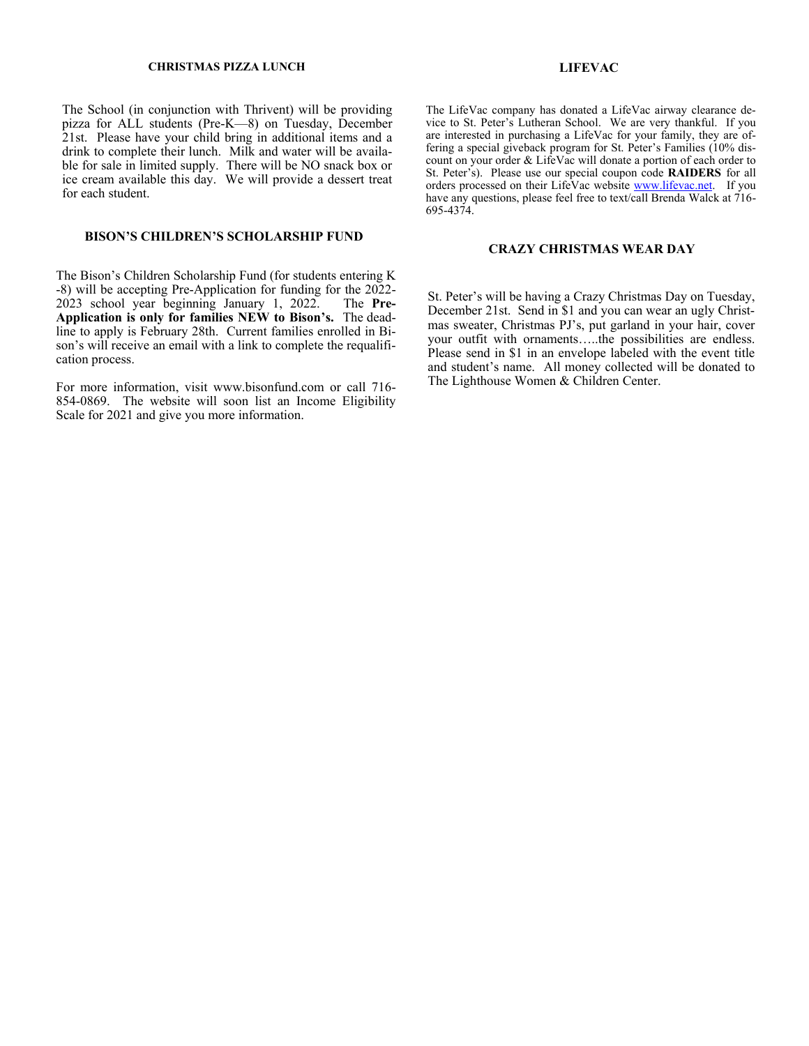## CHRISTMAS PIZZA LUNCH

The School (in conjunction with Thrivent) will be providing pizza for ALL students (Pre-K—8) on Tuesday, December 21st. Please have your child bring in additional items and a drink to complete their lunch. Milk and water will be available for sale in limited supply. There will be NO snack box or ice cream available this day. We will provide a dessert treat for each student.

## BISON'S CHILDREN'S SCHOLARSHIP FUND

The Bison's Children Scholarship Fund (for students entering K-8) will be accepting Pre-Application for funding for the 2022-2023 school year beginning January 1, 2022. The **Pre-Application is only for families NEW to Bison's.** The deadline to apply is February 28th. Current families enrolled in Bison's will receive an email with a link to complete the requalification process.

For more information, visit www.bisonfund.com or call 716-854-0869. The website will soon list an Income Eligibility Scale for 2021 and give you more information.

## LIFEVAC

The LifeVac company has donated a LifeVac airway clearance device to St. Peter's Lutheran School. We are very thankful. If you are interested in purchasing a LifeVac for your family, they are offering a special giveback program for St. Peter's Families (10% discount on your order & LifeVac will donate a portion of each order to St. Peter's). Please use our special coupon code **RAIDERS** for all orders processed on their LifeVac website [www.lifevac.net](http://www.lifevac.net). If you have any questions, please feel free to text/call Brenda Walck at 716-695-4374.

## CRAZY CHRISTMAS WEAR DAY

St. Peter's will be having a Crazy Christmas Day on Tuesday, December 21st. Send in $1 and you can wear an ugly Christmas sweater, Christmas PJ's, put garland in your hair, cover your outfit with ornaments…..the possibilities are endless. Please send in $1 in an envelope labeled with the event title and student's name. All money collected will be donated to The Lighthouse Women & Children Center.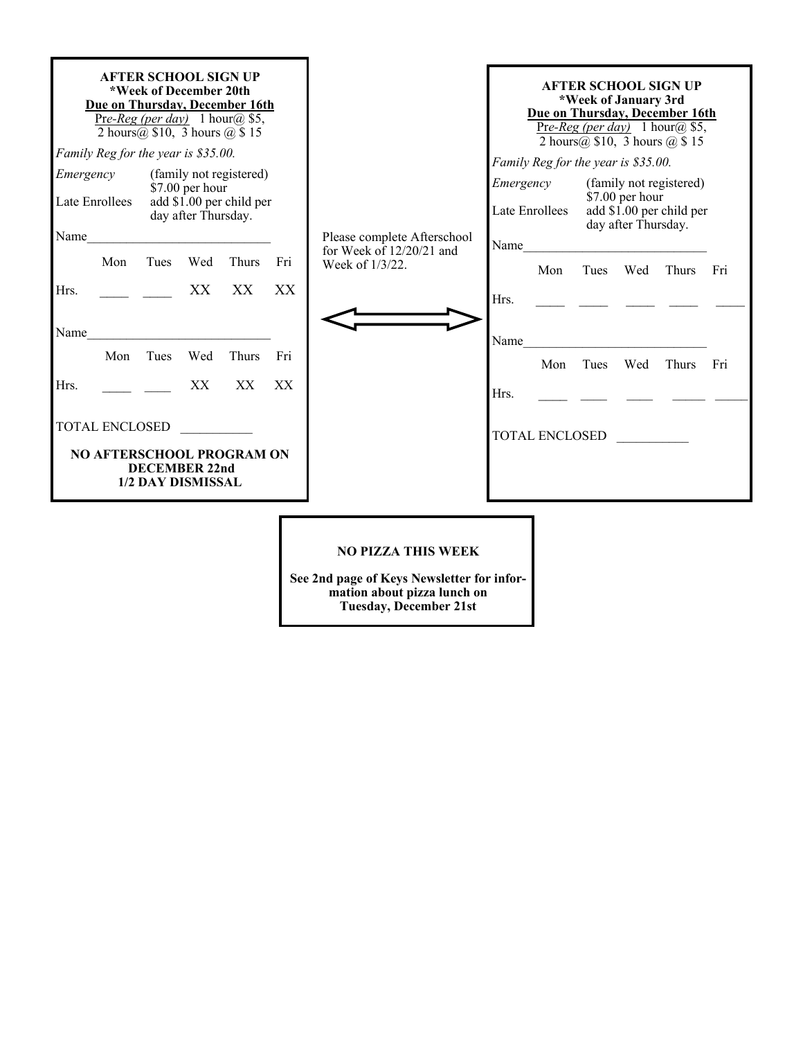**AFTER SCHOOL SIGN UP**
**\*Week of December 20th**
**Due on Thursday, December 16th**

Pre-Reg (per day) 1 hour@ $5, 2 hours@ $10, 3 hours @ $ 15

*Family Reg for the year is $35.00.*

*Emergency* (family not registered) $7.00 per hour

Late Enrollees add $1.00 per child per day after Thursday.

Name____________________________

| | Mon | Tues | Wed | Thurs | Fri |
|---|---|---|---|---|---|
| Hrs. | ____ | ____ | XX | XX | XX |

Name____________________________

| | Mon | Tues | Wed | Thurs | Fri |
|---|---|---|---|---|---|
| Hrs. | ____ | ____ | XX | XX | XX |

TOTAL ENCLOSED ___________

**NO AFTERSCHOOL PROGRAM ON DECEMBER 22nd**
**1/2 DAY DISMISSAL**

Please complete Afterschool for Week of 12/20/21 and Week of 1/3/22.

**AFTER SCHOOL SIGN UP**
**\*Week of January 3rd**
**Due on Thursday, December 16th**

Pre-Reg (per day) 1 hour@ $5, 2 hours@ $10, 3 hours @ $ 15

*Family Reg for the year is $35.00.*

*Emergency* (family not registered) $7.00 per hour

Late Enrollees add $1.00 per child per day after Thursday.

Name____________________________

| | Mon | Tues | Wed | Thurs | Fri |
|---|---|---|---|---|---|
| Hrs. | ____ | ____ | ____ | ____ | ____ |

Name____________________________

| | Mon | Tues | Wed | Thurs | Fri |
|---|---|---|---|---|---|
| Hrs. | ____ | ____ | ____ | ____ | ____ |

TOTAL ENCLOSED ___________

**NO PIZZA THIS WEEK**

**See 2nd page of Keys Newsletter for information about pizza lunch on Tuesday, December 21st**